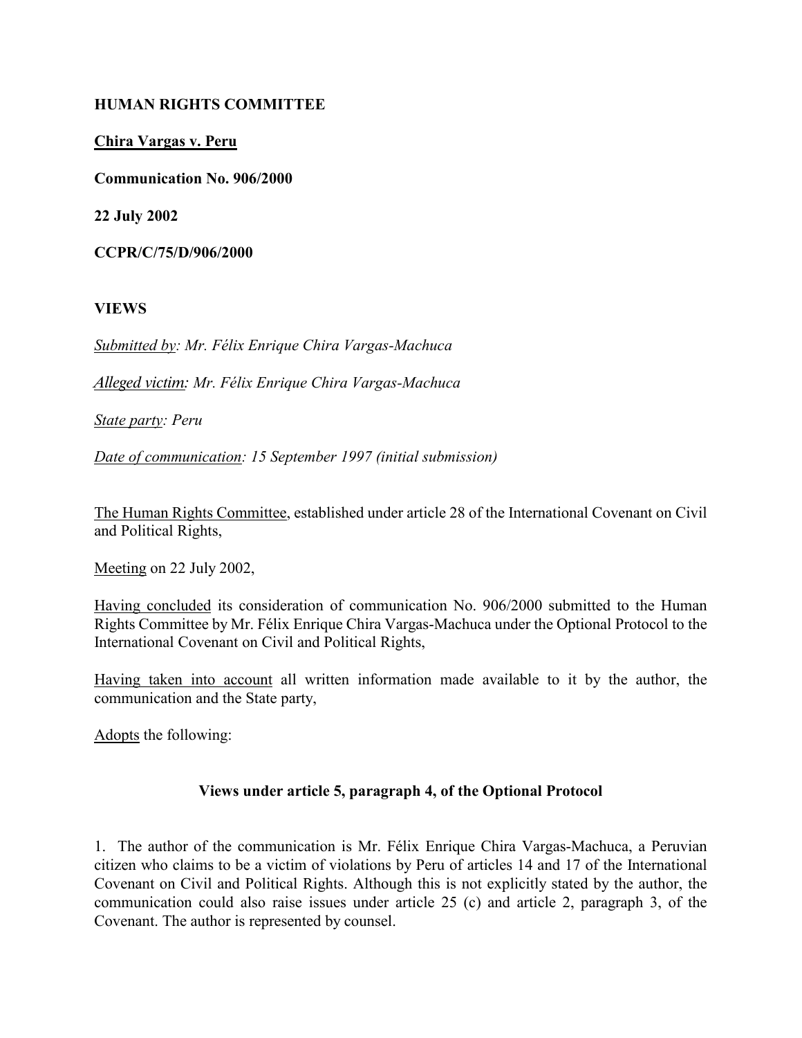**HUMAN RIGHTS COMMITTEE**

**Chira Vargas v. Peru**

**Communication No. 906/2000**

**22 July 2002**

**CCPR/C/75/D/906/2000**

**VIEWS**

*Submitted by: Mr. Félix Enrique Chira Vargas-Machuca*

*Alleged victim: Mr. Félix Enrique Chira Vargas-Machuca*

*State party: Peru*

*Date of communication: 15 September 1997 (initial submission)*

The Human Rights Committee, established under article 28 of the International Covenant on Civil and Political Rights,

Meeting on 22 July 2002,

Having concluded its consideration of communication No. 906/2000 submitted to the Human Rights Committee by Mr. Félix Enrique Chira Vargas-Machuca under the Optional Protocol to the International Covenant on Civil and Political Rights,

Having taken into account all written information made available to it by the author, the communication and the State party,

Adopts the following:

## Views under article 5, paragraph 4, of the Optional Protocol

1. The author of the communication is Mr. Félix Enrique Chira Vargas-Machuca, a Peruvian citizen who claims to be a victim of violations by Peru of articles 14 and 17 of the International Covenant on Civil and Political Rights. Although this is not explicitly stated by the author, the communication could also raise issues under article 25 (c) and article 2, paragraph 3, of the Covenant. The author is represented by counsel.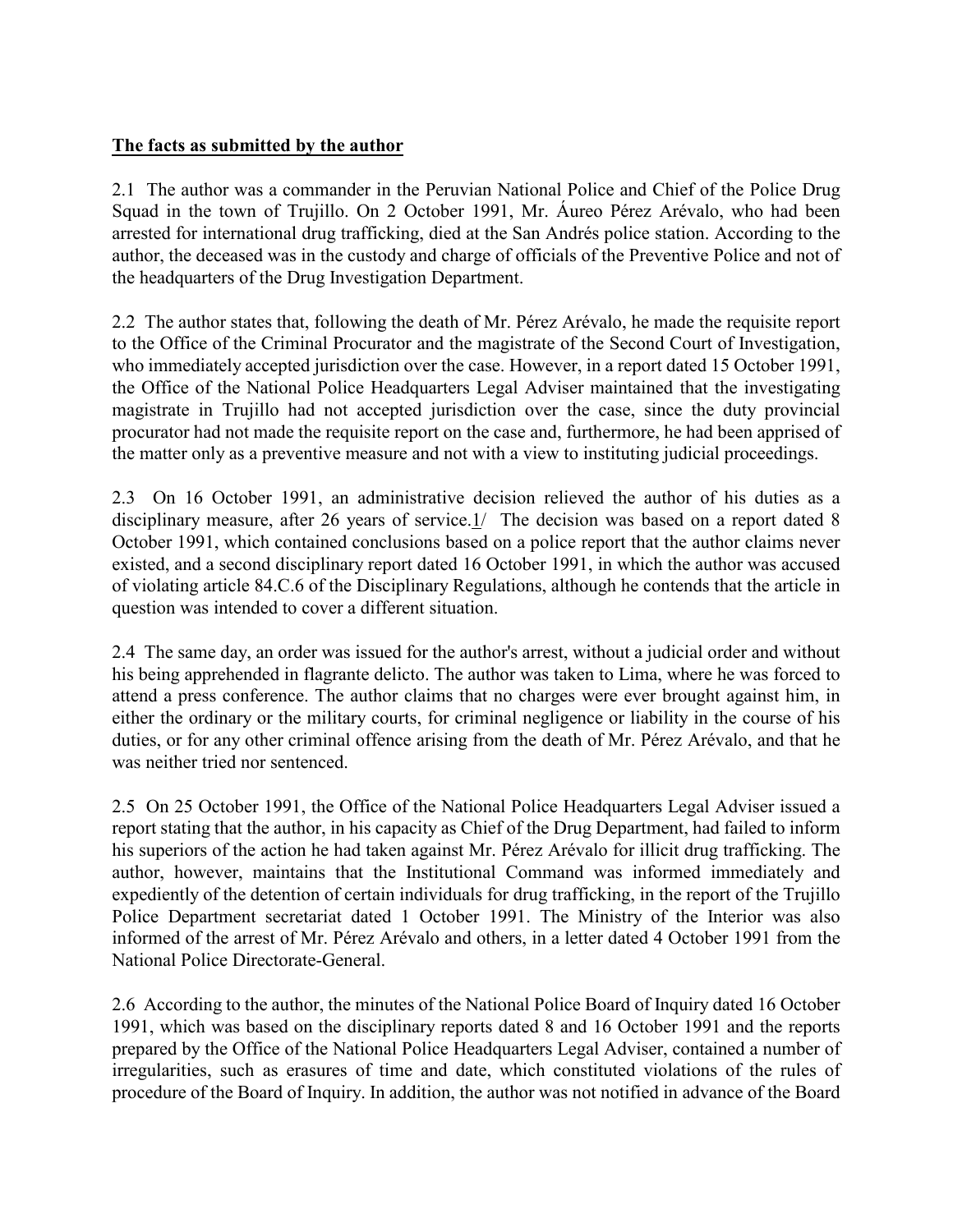**The facts as submitted by the author**

2.1 The author was a commander in the Peruvian National Police and Chief of the Police Drug Squad in the town of Trujillo. On 2 October 1991, Mr. Áureo Pérez Arévalo, who had been arrested for international drug trafficking, died at the San Andrés police station. According to the author, the deceased was in the custody and charge of officials of the Preventive Police and not of the headquarters of the Drug Investigation Department.

2.2 The author states that, following the death of Mr. Pérez Arévalo, he made the requisite report to the Office of the Criminal Procurator and the magistrate of the Second Court of Investigation, who immediately accepted jurisdiction over the case. However, in a report dated 15 October 1991, the Office of the National Police Headquarters Legal Adviser maintained that the investigating magistrate in Trujillo had not accepted jurisdiction over the case, since the duty provincial procurator had not made the requisite report on the case and, furthermore, he had been apprised of the matter only as a preventive measure and not with a view to instituting judicial proceedings.

2.3 On 16 October 1991, an administrative decision relieved the author of his duties as a disciplinary measure, after 26 years of service.1/ The decision was based on a report dated 8 October 1991, which contained conclusions based on a police report that the author claims never existed, and a second disciplinary report dated 16 October 1991, in which the author was accused of violating article 84.C.6 of the Disciplinary Regulations, although he contends that the article in question was intended to cover a different situation.

2.4 The same day, an order was issued for the author's arrest, without a judicial order and without his being apprehended in flagrante delicto. The author was taken to Lima, where he was forced to attend a press conference. The author claims that no charges were ever brought against him, in either the ordinary or the military courts, for criminal negligence or liability in the course of his duties, or for any other criminal offence arising from the death of Mr. Pérez Arévalo, and that he was neither tried nor sentenced.

2.5 On 25 October 1991, the Office of the National Police Headquarters Legal Adviser issued a report stating that the author, in his capacity as Chief of the Drug Department, had failed to inform his superiors of the action he had taken against Mr. Pérez Arévalo for illicit drug trafficking. The author, however, maintains that the Institutional Command was informed immediately and expediently of the detention of certain individuals for drug trafficking, in the report of the Trujillo Police Department secretariat dated 1 October 1991. The Ministry of the Interior was also informed of the arrest of Mr. Pérez Arévalo and others, in a letter dated 4 October 1991 from the National Police Directorate-General.

2.6 According to the author, the minutes of the National Police Board of Inquiry dated 16 October 1991, which was based on the disciplinary reports dated 8 and 16 October 1991 and the reports prepared by the Office of the National Police Headquarters Legal Adviser, contained a number of irregularities, such as erasures of time and date, which constituted violations of the rules of procedure of the Board of Inquiry. In addition, the author was not notified in advance of the Board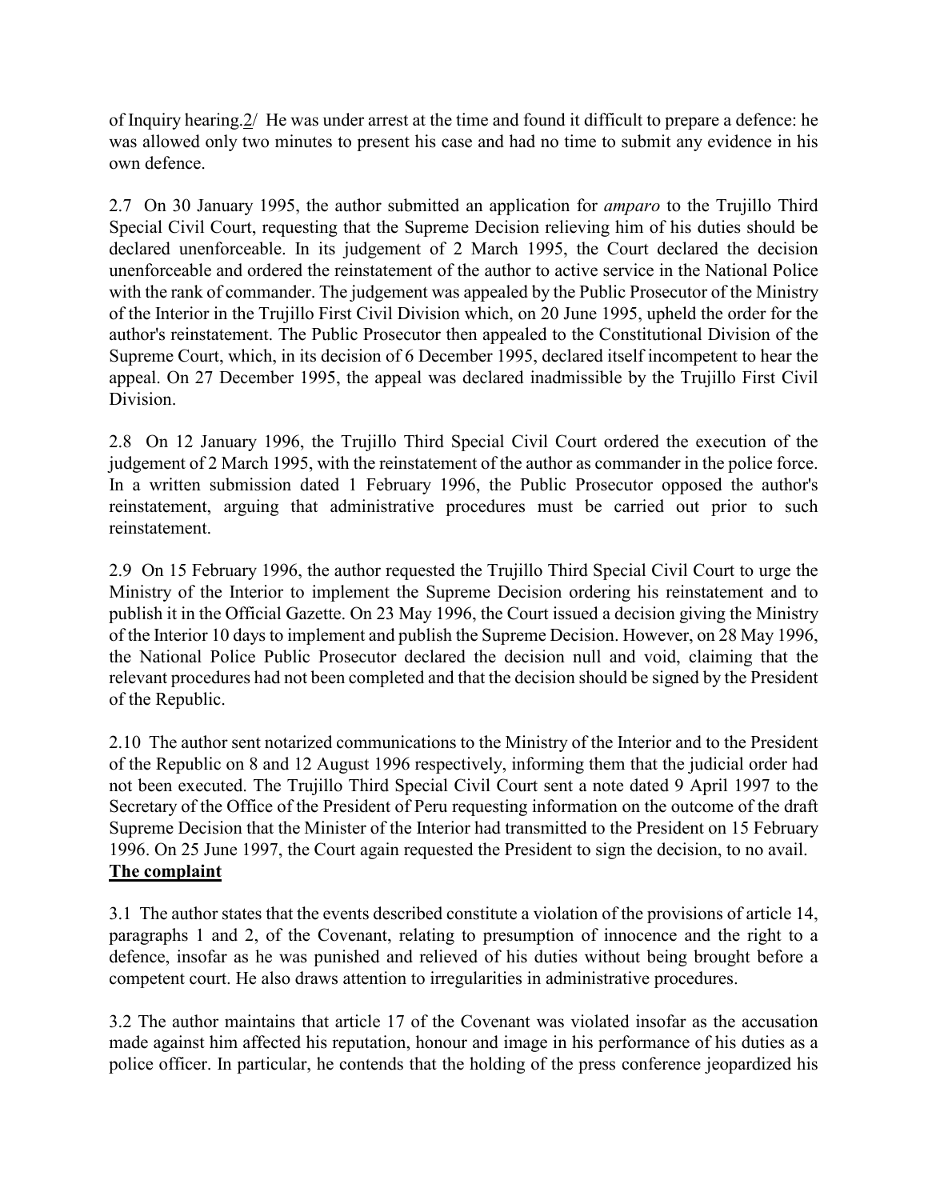of Inquiry hearing.2/ He was under arrest at the time and found it difficult to prepare a defence: he was allowed only two minutes to present his case and had no time to submit any evidence in his own defence.

2.7 On 30 January 1995, the author submitted an application for *amparo* to the Trujillo Third Special Civil Court, requesting that the Supreme Decision relieving him of his duties should be declared unenforceable. In its judgement of 2 March 1995, the Court declared the decision unenforceable and ordered the reinstatement of the author to active service in the National Police with the rank of commander. The judgement was appealed by the Public Prosecutor of the Ministry of the Interior in the Trujillo First Civil Division which, on 20 June 1995, upheld the order for the author's reinstatement. The Public Prosecutor then appealed to the Constitutional Division of the Supreme Court, which, in its decision of 6 December 1995, declared itself incompetent to hear the appeal. On 27 December 1995, the appeal was declared inadmissible by the Trujillo First Civil Division.

2.8 On 12 January 1996, the Trujillo Third Special Civil Court ordered the execution of the judgement of 2 March 1995, with the reinstatement of the author as commander in the police force. In a written submission dated 1 February 1996, the Public Prosecutor opposed the author's reinstatement, arguing that administrative procedures must be carried out prior to such reinstatement.

2.9 On 15 February 1996, the author requested the Trujillo Third Special Civil Court to urge the Ministry of the Interior to implement the Supreme Decision ordering his reinstatement and to publish it in the Official Gazette. On 23 May 1996, the Court issued a decision giving the Ministry of the Interior 10 days to implement and publish the Supreme Decision. However, on 28 May 1996, the National Police Public Prosecutor declared the decision null and void, claiming that the relevant procedures had not been completed and that the decision should be signed by the President of the Republic.

2.10 The author sent notarized communications to the Ministry of the Interior and to the President of the Republic on 8 and 12 August 1996 respectively, informing them that the judicial order had not been executed. The Trujillo Third Special Civil Court sent a note dated 9 April 1997 to the Secretary of the Office of the President of Peru requesting information on the outcome of the draft Supreme Decision that the Minister of the Interior had transmitted to the President on 15 February 1996. On 25 June 1997, the Court again requested the President to sign the decision, to no avail.

**The complaint**

3.1 The author states that the events described constitute a violation of the provisions of article 14, paragraphs 1 and 2, of the Covenant, relating to presumption of innocence and the right to a defence, insofar as he was punished and relieved of his duties without being brought before a competent court. He also draws attention to irregularities in administrative procedures.

3.2 The author maintains that article 17 of the Covenant was violated insofar as the accusation made against him affected his reputation, honour and image in his performance of his duties as a police officer. In particular, he contends that the holding of the press conference jeopardized his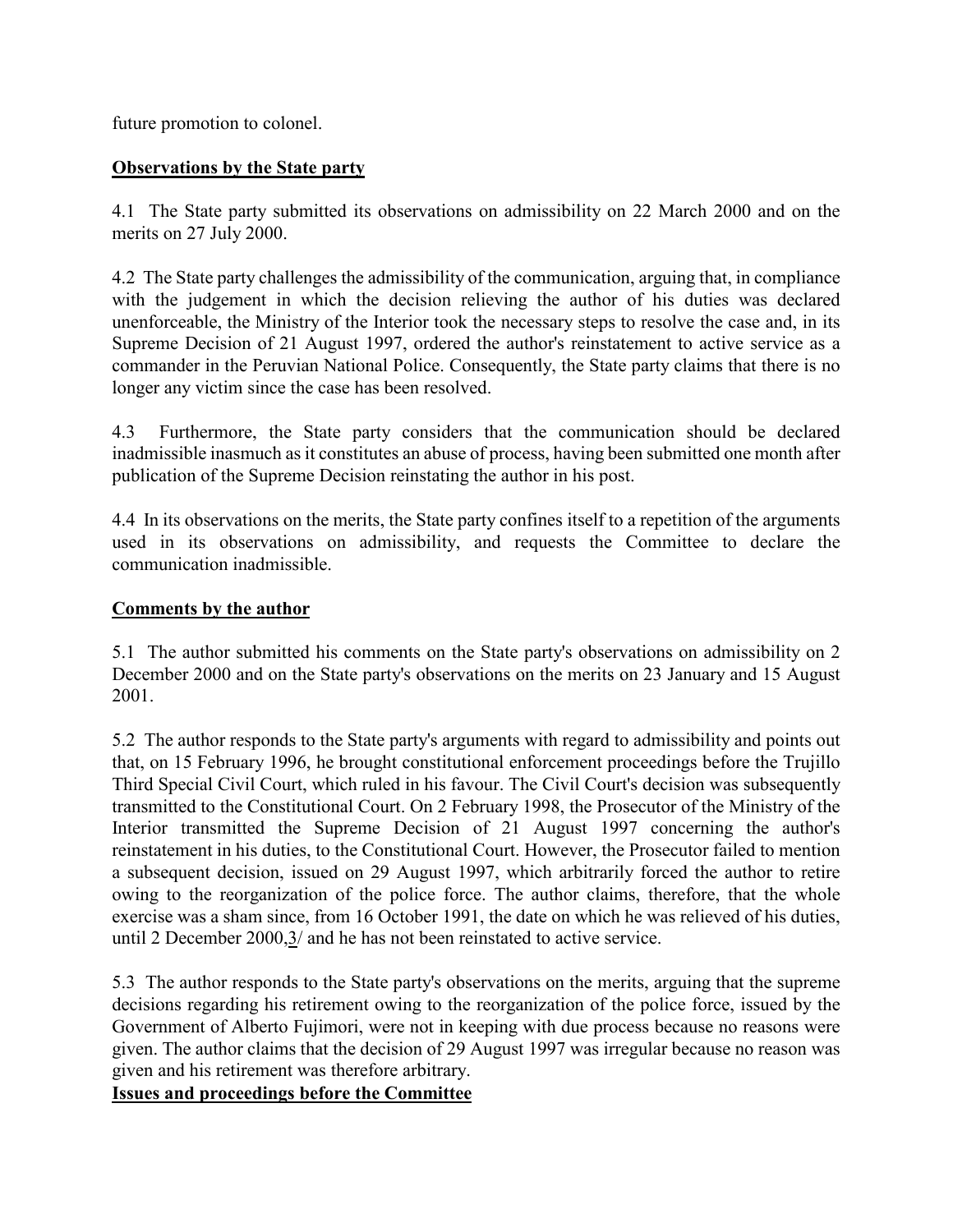future promotion to colonel.

## Observations by the State party

4.1 The State party submitted its observations on admissibility on 22 March 2000 and on the merits on 27 July 2000.

4.2 The State party challenges the admissibility of the communication, arguing that, in compliance with the judgement in which the decision relieving the author of his duties was declared unenforceable, the Ministry of the Interior took the necessary steps to resolve the case and, in its Supreme Decision of 21 August 1997, ordered the author's reinstatement to active service as a commander in the Peruvian National Police. Consequently, the State party claims that there is no longer any victim since the case has been resolved.

4.3 Furthermore, the State party considers that the communication should be declared inadmissible inasmuch as it constitutes an abuse of process, having been submitted one month after publication of the Supreme Decision reinstating the author in his post.

4.4 In its observations on the merits, the State party confines itself to a repetition of the arguments used in its observations on admissibility, and requests the Committee to declare the communication inadmissible.

## Comments by the author

5.1 The author submitted his comments on the State party's observations on admissibility on 2 December 2000 and on the State party's observations on the merits on 23 January and 15 August 2001.

5.2 The author responds to the State party's arguments with regard to admissibility and points out that, on 15 February 1996, he brought constitutional enforcement proceedings before the Trujillo Third Special Civil Court, which ruled in his favour. The Civil Court's decision was subsequently transmitted to the Constitutional Court. On 2 February 1998, the Prosecutor of the Ministry of the Interior transmitted the Supreme Decision of 21 August 1997 concerning the author's reinstatement in his duties, to the Constitutional Court. However, the Prosecutor failed to mention a subsequent decision, issued on 29 August 1997, which arbitrarily forced the author to retire owing to the reorganization of the police force. The author claims, therefore, that the whole exercise was a sham since, from 16 October 1991, the date on which he was relieved of his duties, until 2 December 2000,3/ and he has not been reinstated to active service.

5.3 The author responds to the State party's observations on the merits, arguing that the supreme decisions regarding his retirement owing to the reorganization of the police force, issued by the Government of Alberto Fujimori, were not in keeping with due process because no reasons were given. The author claims that the decision of 29 August 1997 was irregular because no reason was given and his retirement was therefore arbitrary.

## Issues and proceedings before the Committee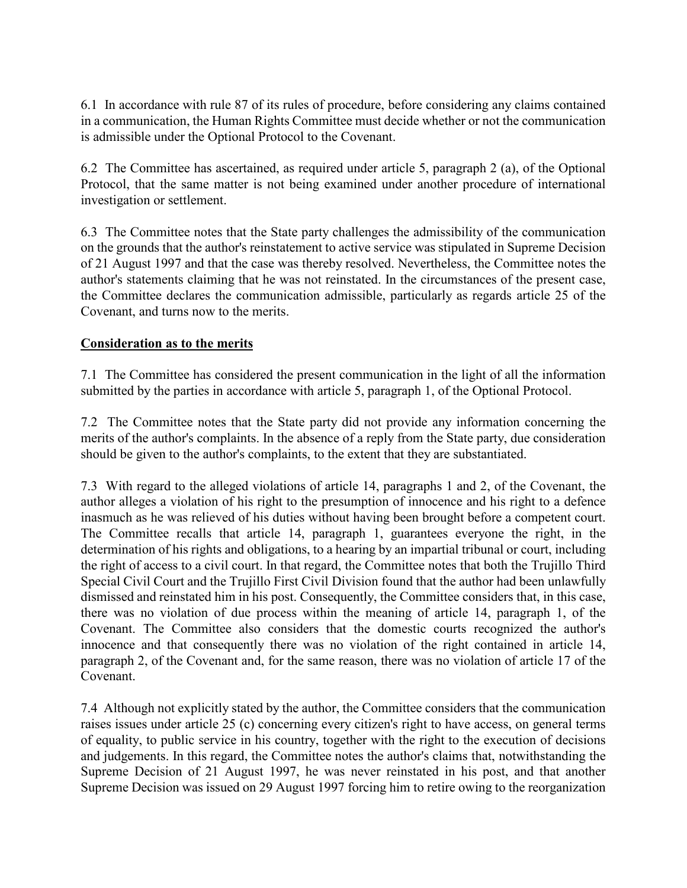6.1 In accordance with rule 87 of its rules of procedure, before considering any claims contained in a communication, the Human Rights Committee must decide whether or not the communication is admissible under the Optional Protocol to the Covenant.

6.2 The Committee has ascertained, as required under article 5, paragraph 2 (a), of the Optional Protocol, that the same matter is not being examined under another procedure of international investigation or settlement.

6.3 The Committee notes that the State party challenges the admissibility of the communication on the grounds that the author's reinstatement to active service was stipulated in Supreme Decision of 21 August 1997 and that the case was thereby resolved. Nevertheless, the Committee notes the author's statements claiming that he was not reinstated. In the circumstances of the present case, the Committee declares the communication admissible, particularly as regards article 25 of the Covenant, and turns now to the merits.

## Consideration as to the merits

7.1 The Committee has considered the present communication in the light of all the information submitted by the parties in accordance with article 5, paragraph 1, of the Optional Protocol.

7.2 The Committee notes that the State party did not provide any information concerning the merits of the author's complaints. In the absence of a reply from the State party, due consideration should be given to the author's complaints, to the extent that they are substantiated.

7.3 With regard to the alleged violations of article 14, paragraphs 1 and 2, of the Covenant, the author alleges a violation of his right to the presumption of innocence and his right to a defence inasmuch as he was relieved of his duties without having been brought before a competent court. The Committee recalls that article 14, paragraph 1, guarantees everyone the right, in the determination of his rights and obligations, to a hearing by an impartial tribunal or court, including the right of access to a civil court. In that regard, the Committee notes that both the Trujillo Third Special Civil Court and the Trujillo First Civil Division found that the author had been unlawfully dismissed and reinstated him in his post. Consequently, the Committee considers that, in this case, there was no violation of due process within the meaning of article 14, paragraph 1, of the Covenant. The Committee also considers that the domestic courts recognized the author's innocence and that consequently there was no violation of the right contained in article 14, paragraph 2, of the Covenant and, for the same reason, there was no violation of article 17 of the Covenant.

7.4 Although not explicitly stated by the author, the Committee considers that the communication raises issues under article 25 (c) concerning every citizen's right to have access, on general terms of equality, to public service in his country, together with the right to the execution of decisions and judgements. In this regard, the Committee notes the author's claims that, notwithstanding the Supreme Decision of 21 August 1997, he was never reinstated in his post, and that another Supreme Decision was issued on 29 August 1997 forcing him to retire owing to the reorganization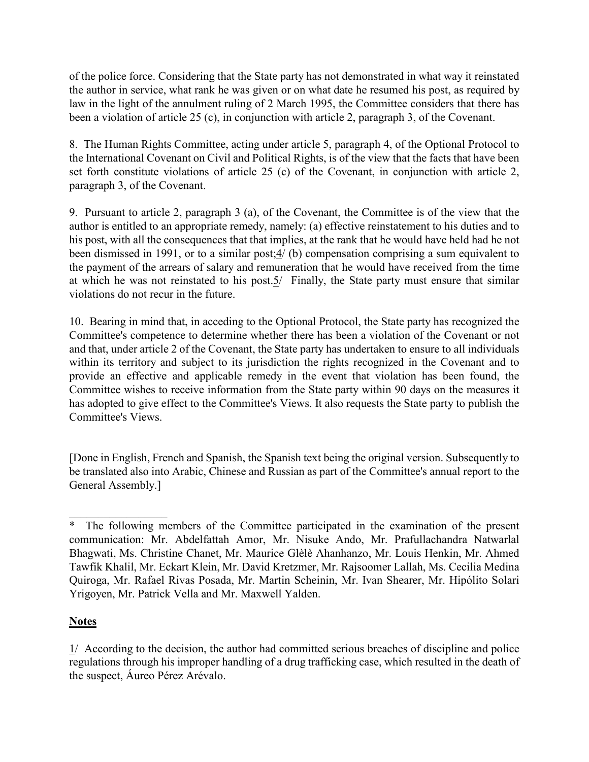of the police force. Considering that the State party has not demonstrated in what way it reinstated the author in service, what rank he was given or on what date he resumed his post, as required by law in the light of the annulment ruling of 2 March 1995, the Committee considers that there has been a violation of article 25 (c), in conjunction with article 2, paragraph 3, of the Covenant.

8. The Human Rights Committee, acting under article 5, paragraph 4, of the Optional Protocol to the International Covenant on Civil and Political Rights, is of the view that the facts that have been set forth constitute violations of article 25 (c) of the Covenant, in conjunction with article 2, paragraph 3, of the Covenant.

9. Pursuant to article 2, paragraph 3 (a), of the Covenant, the Committee is of the view that the author is entitled to an appropriate remedy, namely: (a) effective reinstatement to his duties and to his post, with all the consequences that that implies, at the rank that he would have held had he not been dismissed in 1991, or to a similar post;4/ (b) compensation comprising a sum equivalent to the payment of the arrears of salary and remuneration that he would have received from the time at which he was not reinstated to his post.5/ Finally, the State party must ensure that similar violations do not recur in the future.

10. Bearing in mind that, in acceding to the Optional Protocol, the State party has recognized the Committee's competence to determine whether there has been a violation of the Covenant or not and that, under article 2 of the Covenant, the State party has undertaken to ensure to all individuals within its territory and subject to its jurisdiction the rights recognized in the Covenant and to provide an effective and applicable remedy in the event that violation has been found, the Committee wishes to receive information from the State party within 90 days on the measures it has adopted to give effect to the Committee's Views. It also requests the State party to publish the Committee's Views.

[Done in English, French and Spanish, the Spanish text being the original version. Subsequently to be translated also into Arabic, Chinese and Russian as part of the Committee's annual report to the General Assembly.]

---

\* The following members of the Committee participated in the examination of the present communication: Mr. Abdelfattah Amor, Mr. Nisuke Ando, Mr. Prafullachandra Natwarlal Bhagwati, Ms. Christine Chanet, Mr. Maurice Glèlè Ahanhanzo, Mr. Louis Henkin, Mr. Ahmed Tawfik Khalil, Mr. Eckart Klein, Mr. David Kretzmer, Mr. Rajsoomer Lallah, Ms. Cecilia Medina Quiroga, Mr. Rafael Rivas Posada, Mr. Martin Scheinin, Mr. Ivan Shearer, Mr. Hipólito Solari Yrigoyen, Mr. Patrick Vella and Mr. Maxwell Yalden.

## Notes

1/ According to the decision, the author had committed serious breaches of discipline and police regulations through his improper handling of a drug trafficking case, which resulted in the death of the suspect, Áureo Pérez Arévalo.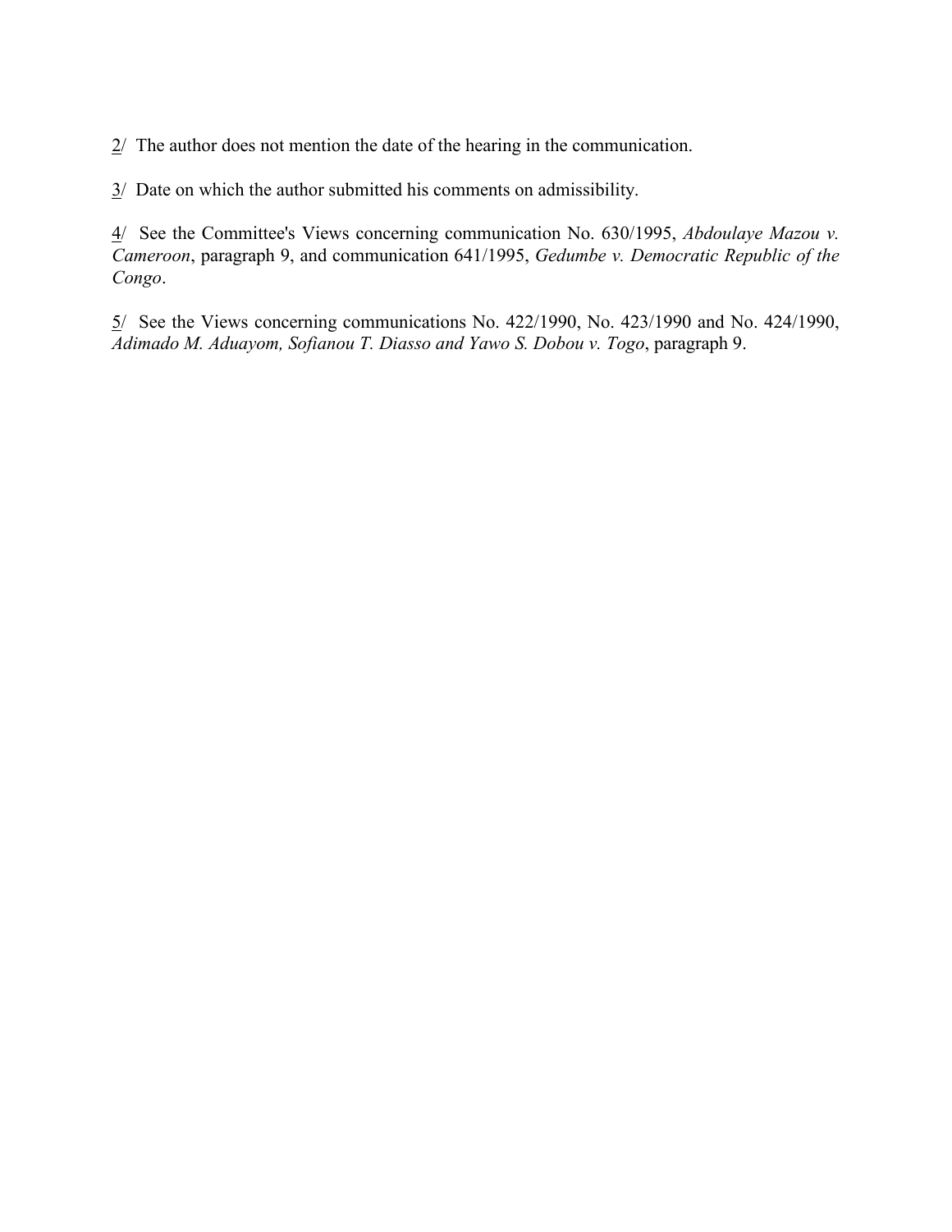2/ The author does not mention the date of the hearing in the communication.

3/ Date on which the author submitted his comments on admissibility.

4/ See the Committee's Views concerning communication No. 630/1995, *Abdoulaye Mazou v. Cameroon*, paragraph 9, and communication 641/1995, *Gedumbe v. Democratic Republic of the Congo*.

5/ See the Views concerning communications No. 422/1990, No. 423/1990 and No. 424/1990, *Adimado M. Aduayom, Sofianou T. Diasso and Yawo S. Dobou v. Togo*, paragraph 9.